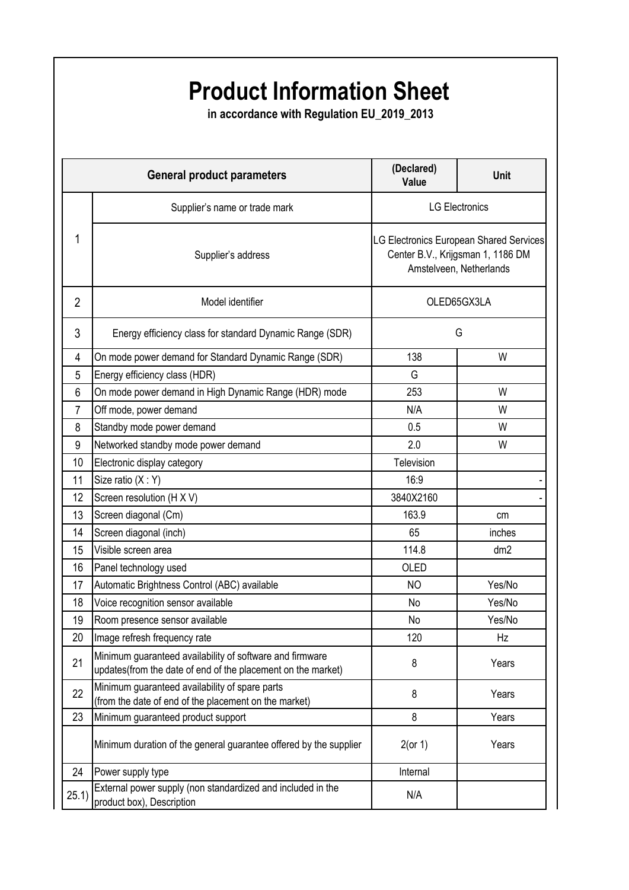# Product Information Sheet

**in accordance with Regulation EU_2019_2013**

| | General product parameters | (Declared) Value | Unit |
|---|---|---|---|
| 1 | Supplier's name or trade mark | LG Electronics | |
| | Supplier's address | LG Electronics European Shared Services Center B.V., Krijgsman 1, 1186 DM Amstelveen, Netherlands | |
| 2 | Model identifier | OLED65GX3LA | |
| 3 | Energy efficiency class for standard Dynamic Range (SDR) | G | |
| 4 | On mode power demand for Standard Dynamic Range (SDR) | 138 | W |
| 5 | Energy efficiency class (HDR) | G | |
| 6 | On mode power demand in High Dynamic Range (HDR) mode | 253 | W |
| 7 | Off mode, power demand | N/A | W |
| 8 | Standby mode power demand | 0.5 | W |
| 9 | Networked standby mode power demand | 2.0 | W |
| 10 | Electronic display category | Television | |
| 11 | Size ratio (X : Y) | 16:9 | - |
| 12 | Screen resolution (H X V) | 3840X2160 | - |
| 13 | Screen diagonal (Cm) | 163.9 | cm |
| 14 | Screen diagonal (inch) | 65 | inches |
| 15 | Visible screen area | 114.8 | dm2 |
| 16 | Panel technology used | OLED | |
| 17 | Automatic Brightness Control (ABC) available | NO | Yes/No |
| 18 | Voice recognition sensor available | No | Yes/No |
| 19 | Room presence sensor available | No | Yes/No |
| 20 | Image refresh frequency rate | 120 | Hz |
| 21 | Minimum guaranteed availability of software and firmware updates(from the date of end of the placement on the market) | 8 | Years |
| 22 | Minimum guaranteed availability of spare parts (from the date of end of the placement on the market) | 8 | Years |
| 23 | Minimum guaranteed product support | 8 | Years |
| | Minimum duration of the general guarantee offered by the supplier | 2(or 1) | Years |
| 24 | Power supply type | Internal | |
| 25.1) | External power supply (non standardized and included in the product box), Description | N/A | |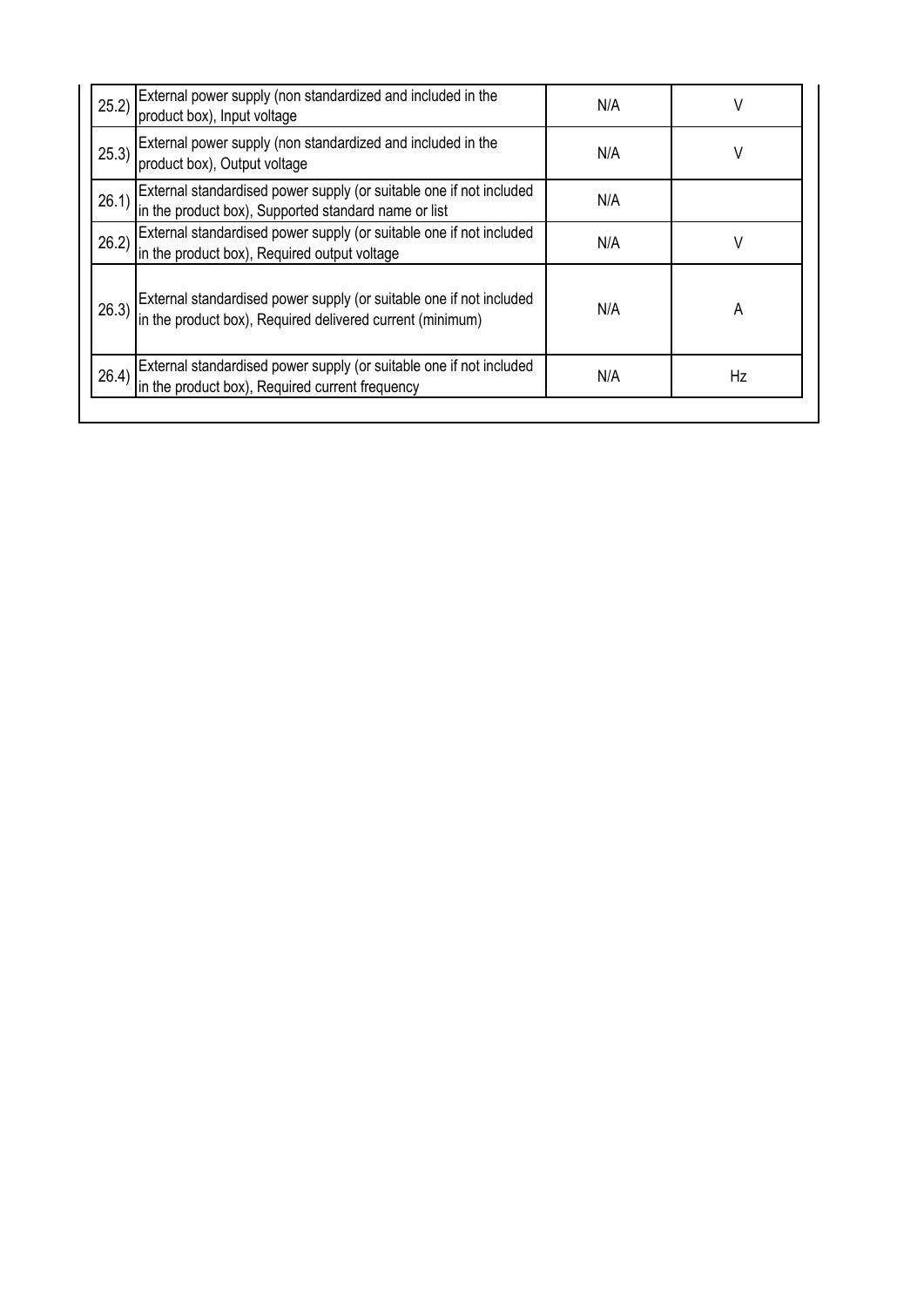| | | | |
|---|---|---|---|
| 25.2) | External power supply (non standardized and included in the product box), Input voltage | N/A | V |
| 25.3) | External power supply (non standardized and included in the product box), Output voltage | N/A | V |
| 26.1) | External standardised power supply (or suitable one if not included in the product box), Supported standard name or list | N/A | |
| 26.2) | External standardised power supply (or suitable one if not included in the product box), Required output voltage | N/A | V |
| 26.3) | External standardised power supply (or suitable one if not included in the product box), Required delivered current (minimum) | N/A | A |
| 26.4) | External standardised power supply (or suitable one if not included in the product box), Required current frequency | N/A | Hz |